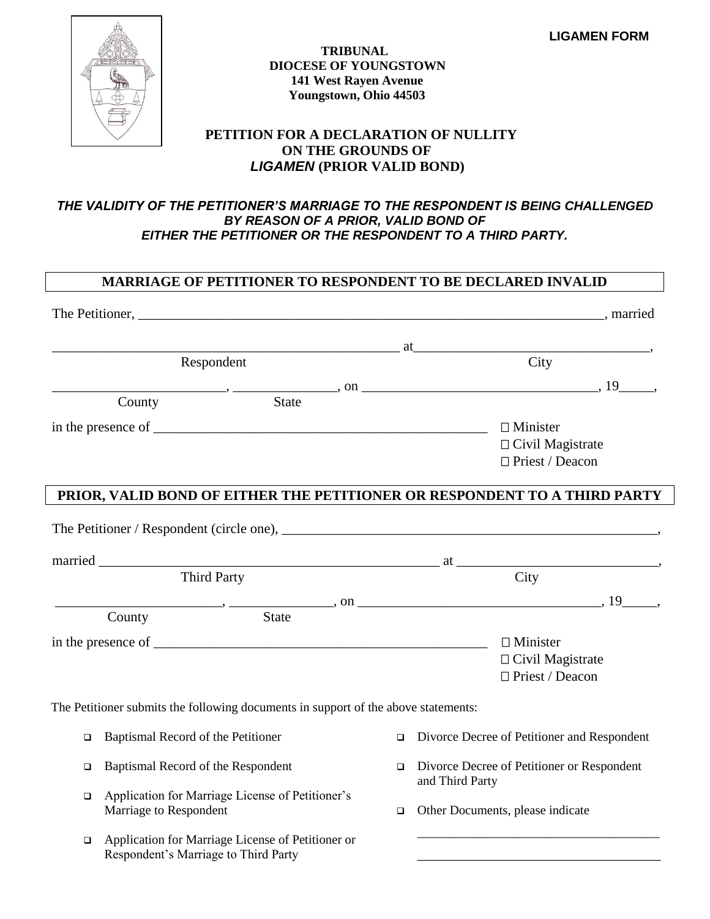**LIGAMEN FORM**

**TRIBUNAL**
**DIOCESE OF YOUNGSTOWN**
**141 West Rayen Avenue**
**Youngstown, Ohio 44503**

# PETITION FOR A DECLARATION OF NULLITY ON THE GROUNDS OF *LIGAMEN* (PRIOR VALID BOND)

***THE VALIDITY OF THE PETITIONER'S MARRIAGE TO THE RESPONDENT IS BEING CHALLENGED BY REASON OF A PRIOR, VALID BOND OF EITHER THE PETITIONER OR THE RESPONDENT TO A THIRD PARTY.***

## MARRIAGE OF PETITIONER TO RESPONDENT TO BE DECLARED INVALID

The Petitioner, ______________________________________________, married

______________________________________________ at ______________________________,
Respondent City

______________________, ______________, on ______________________________, 19_____,
County State

in the presence of ______________________________________________

- ☐ Minister
- ☐ Civil Magistrate
- ☐ Priest / Deacon

## PRIOR, VALID BOND OF EITHER THE PETITIONER OR RESPONDENT TO A THIRD PARTY

The Petitioner / Respondent (circle one), ______________________________________________,

married ______________________________________________ at ______________________________,
Third Party City

______________________, ______________, on ______________________________, 19_____,
County State

in the presence of ______________________________________________

- ☐ Minister
- ☐ Civil Magistrate
- ☐ Priest / Deacon

The Petitioner submits the following documents in support of the above statements:

- ❑ Baptismal Record of the Petitioner
- ❑ Baptismal Record of the Respondent
- ❑ Application for Marriage License of Petitioner's Marriage to Respondent
- ❑ Application for Marriage License of Petitioner or Respondent's Marriage to Third Party
- ❑ Divorce Decree of Petitioner and Respondent
- ❑ Divorce Decree of Petitioner or Respondent and Third Party
- ❑ Other Documents, please indicate

______________________________________________

______________________________________________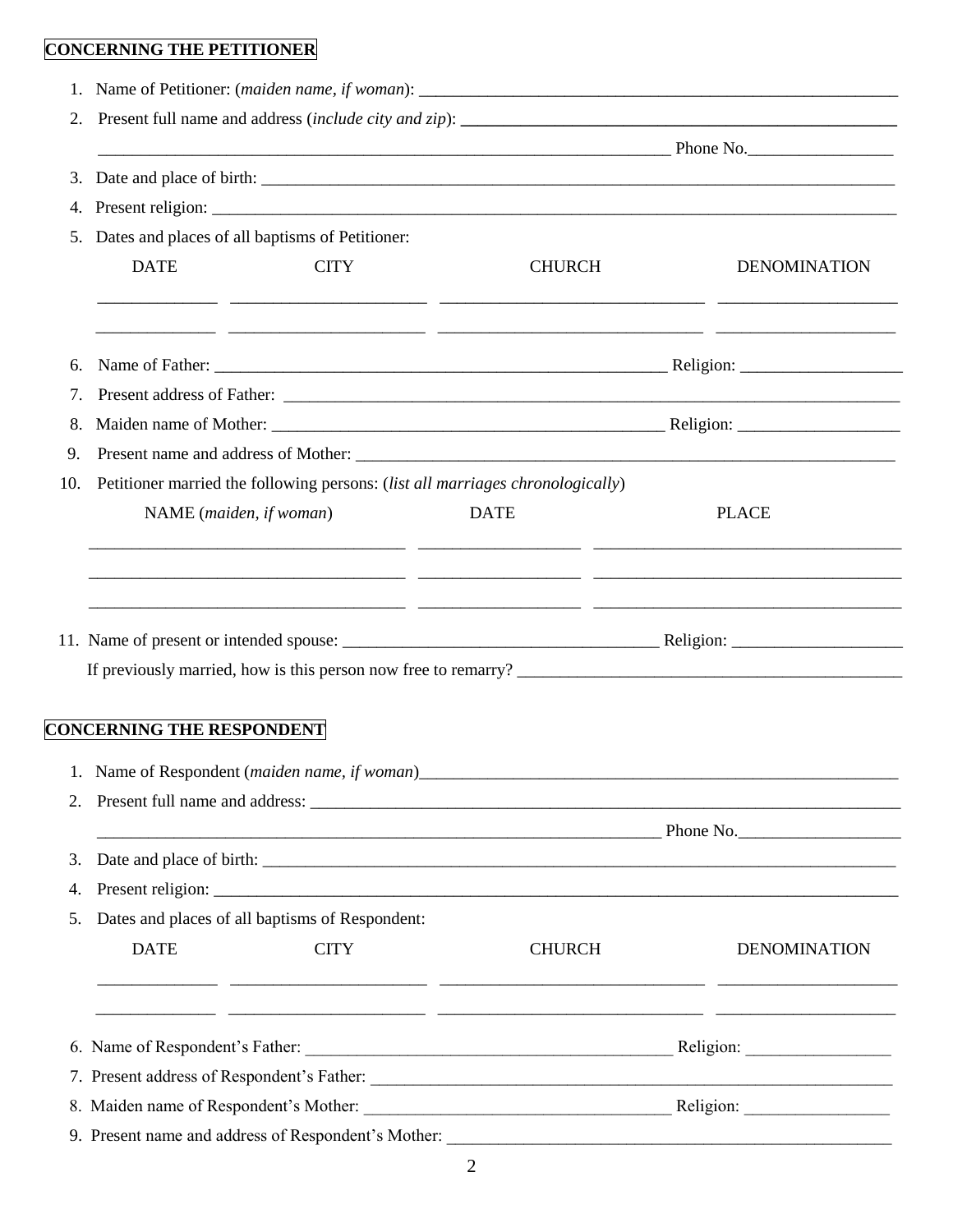**CONCERNING THE PETITIONER**

1. Name of Petitioner: (*maiden name, if woman*): ____________________________________________
2. Present full name and address (*include city and zip*): ____________________________________________

   ____________________________________________ Phone No.________________
3. Date and place of birth: ____________________________________________
4. Present religion: ____________________________________________
5. Dates and places of all baptisms of Petitioner:

| DATE | CITY | CHURCH | DENOMINATION |
|---|---|---|---|
| | | | |
| | | | |

6. Name of Father: ____________________________________________ Religion: ________________
7. Present address of Father: ____________________________________________
8. Maiden name of Mother: ____________________________________________ Religion: ________________
9. Present name and address of Mother: ____________________________________________
10. Petitioner married the following persons: (*list all marriages chronologically*)

| NAME (*maiden, if woman*) | DATE | PLACE |
|---|---|---|
| | | |
| | | |
| | | |

11. Name of present or intended spouse: ____________________________________________ Religion: ________________

    If previously married, how is this person now free to remarry? ____________________________________________

**CONCERNING THE RESPONDENT**

1. Name of Respondent (*maiden name, if woman*)____________________________________________
2. Present full name and address: ____________________________________________

   ____________________________________________ Phone No.________________
3. Date and place of birth: ____________________________________________
4. Present religion: ____________________________________________
5. Dates and places of all baptisms of Respondent:

| DATE | CITY | CHURCH | DENOMINATION |
|---|---|---|---|
| | | | |
| | | | |

6. Name of Respondent's Father: ____________________________________________ Religion: ________________
7. Present address of Respondent's Father: ____________________________________________
8. Maiden name of Respondent's Mother: ____________________________________________ Religion: ________________
9. Present name and address of Respondent's Mother: ____________________________________________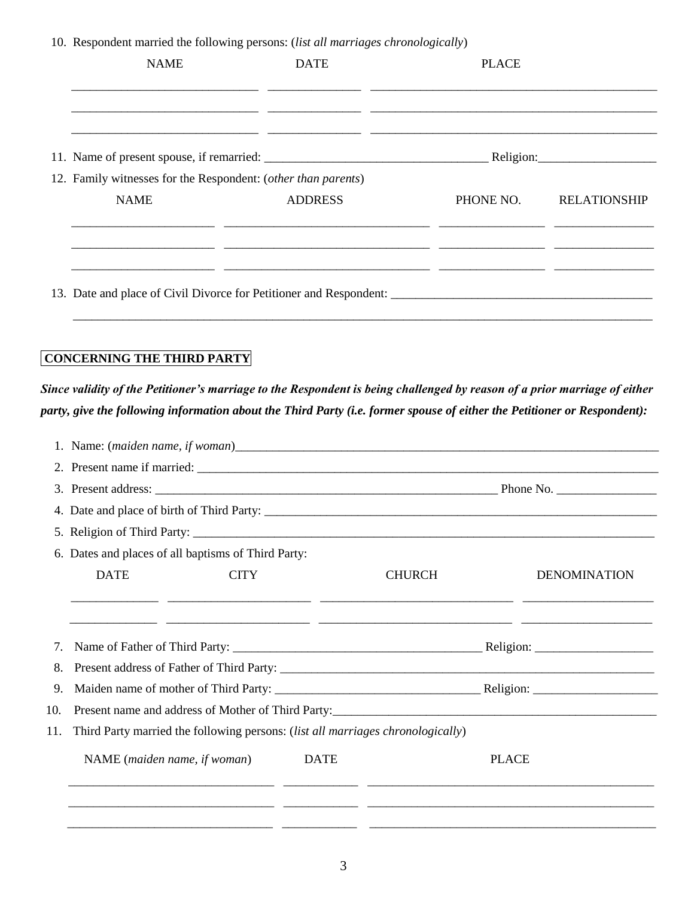10. Respondent married the following persons: (*list all marriages chronologically*)

| NAME | DATE | PLACE |
|---|---|---|
| ______________________________ | _______________ | _______________________________________________ |
| ______________________________ | _______________ | _______________________________________________ |
| ______________________________ | _______________ | _______________________________________________ |

11. Name of present spouse, if remarried: ____________________________________ Religion:___________________

12. Family witnesses for the Respondent: (*other than parents*)

| NAME | ADDRESS | PHONE NO. | RELATIONSHIP |
|---|---|---|---|
| ______________________ | ________________________________ | ________________ | ________________ |
| ______________________ | ________________________________ | ________________ | ________________ |
| ______________________ | ________________________________ | ________________ | ________________ |

13. Date and place of Civil Divorce for Petitioner and Respondent: __________________________________________
_____________________________________________________________________________________________

**CONCERNING THE THIRD PARTY**

***Since validity of the Petitioner's marriage to the Respondent is being challenged by reason of a prior marriage of either party, give the following information about the Third Party (i.e. former spouse of either the Petitioner or Respondent):***

1. Name: (*maiden name, if woman*)_______________________________________________________________________
2. Present name if married: ______________________________________________________________________________
3. Present address: ________________________________________________________ Phone No. ________________
4. Date and place of birth of Third Party: ___________________________________________________________________
5. Religion of Third Party: ______________________________________________________________________________
6. Dates and places of all baptisms of Third Party:

| DATE | CITY | CHURCH | DENOMINATION |
|---|---|---|---|
| ______________ | _______________________ | ______________________________ | _____________________ |
| ______________ | _______________________ | ______________________________ | _____________________ |

7. Name of Father of Third Party: ________________________________________ Religion: ___________________
8. Present address of Father of Third Party: _______________________________________________________________
9. Maiden name of mother of Third Party: _________________________________ Religion: ____________________
10. Present name and address of Mother of Third Party:_____________________________________________________
11. Third Party married the following persons: (*list all marriages chronologically*)

| NAME (*maiden name, if woman*) | DATE | PLACE |
|---|---|---|
| _________________________________ | ____________ | _______________________________________________ |
| _________________________________ | ____________ | _______________________________________________ |
| _________________________________ | ____________ | _______________________________________________ |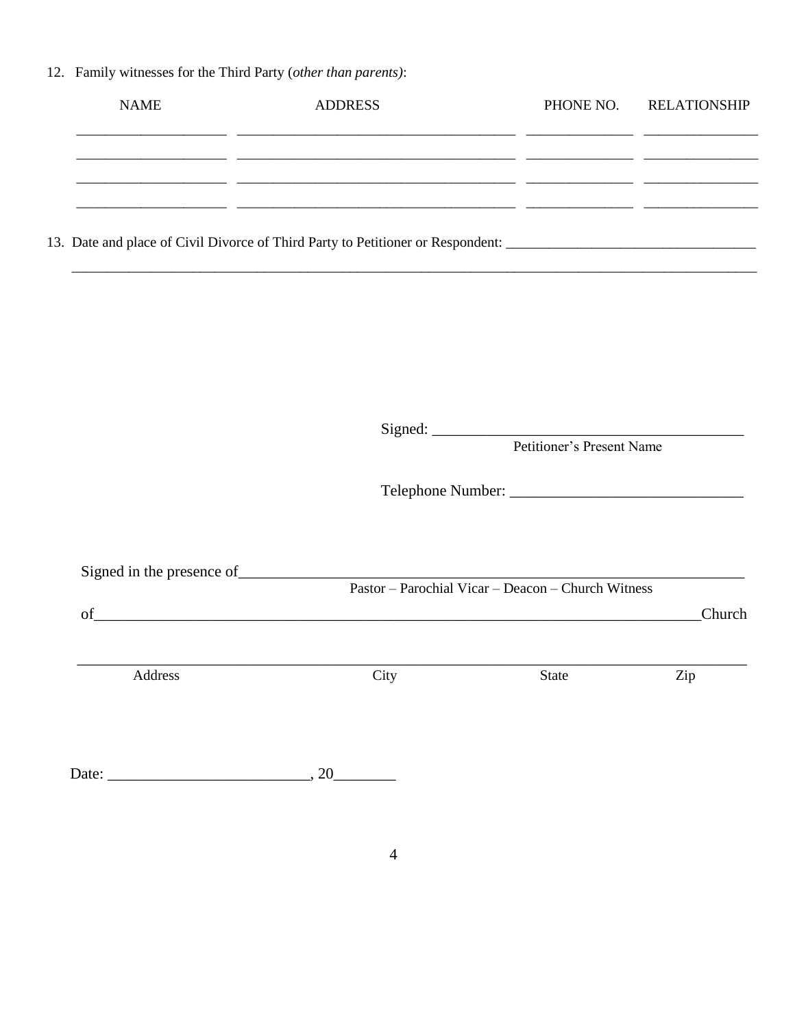12. Family witnesses for the Third Party (*other than parents*):

| NAME | ADDRESS | PHONE NO. | RELATIONSHIP |
|---|---|---|---|
| | | | |
| | | | |
| | | | |
| | | | |

13. Date and place of Civil Divorce of Third Party to Petitioner or Respondent: ___________________________________

_____________________________________________________________________________________________

Signed: _______________________________________
Petitioner's Present Name

Telephone Number: _____________________________

Signed in the presence of_________________________________________________________________
Pastor – Parochial Vicar – Deacon – Church Witness

of_____________________________________________________________________________Church

_____________________________________________________________________________________
Address | City | State | Zip

Date: __________________________, 20________